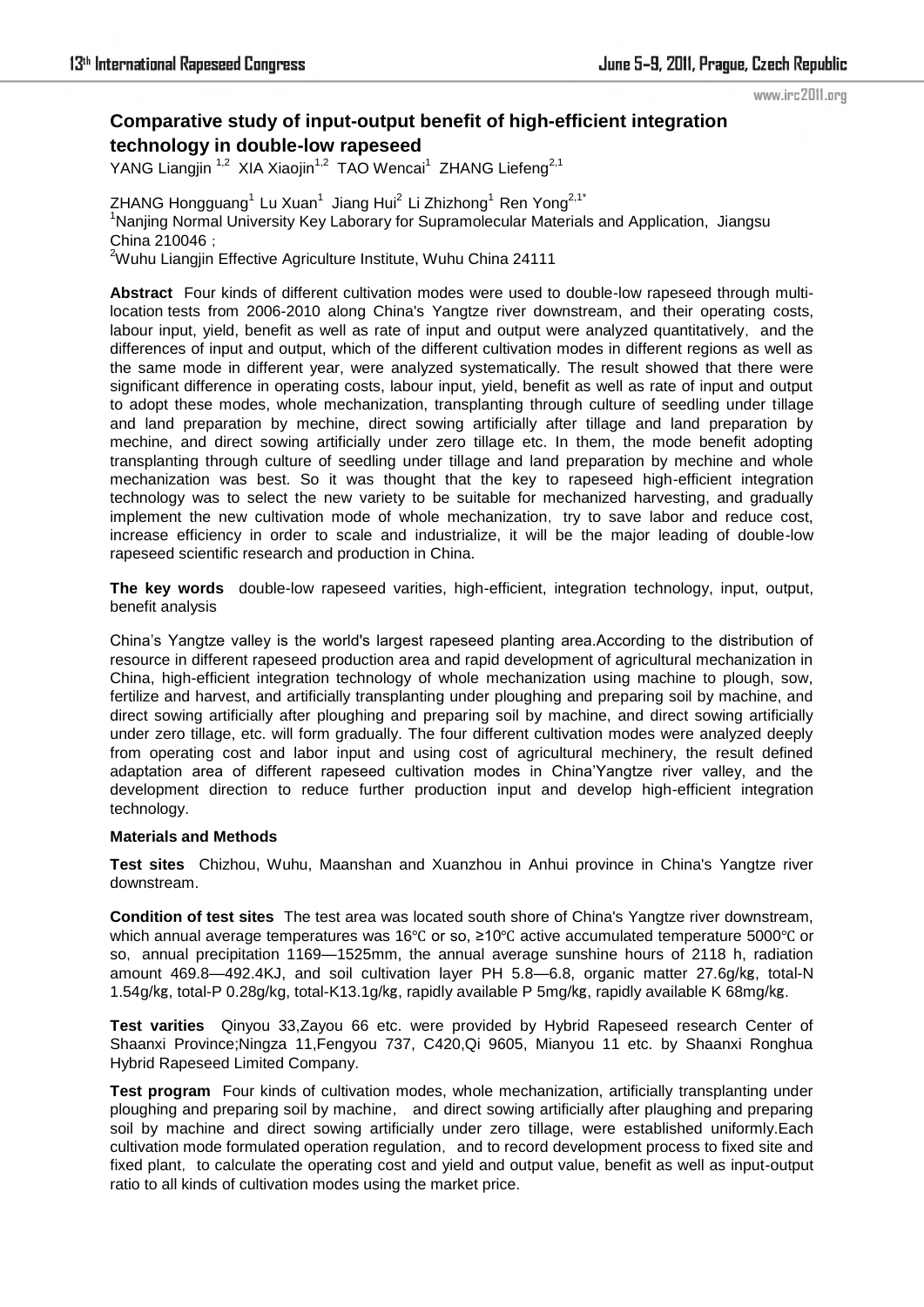# Comparative study of input-output benefit of high-efficient integration technology in double-low rapeseed

YANG Liangjin [1,2] XIA Xiaojin[1,2] TAO Wencai[1] ZHANG Liefeng[2,1]

ZHANG Hongguang[1] Lu Xuan[1] Jiang Hui[2] Li Zhizhong[1] Ren Yong[2,1*]

[1]Nanjing Normal University Key Laborary for Supramolecular Materials and Application, Jiangsu China 210046；

[2]Wuhu Liangjin Effective Agriculture Institute, Wuhu China 24111

**Abstract** Four kinds of different cultivation modes were used to double-low rapeseed through multi-location tests from 2006-2010 along China's Yangtze river downstream, and their operating costs, labour input, yield, benefit as well as rate of input and output were analyzed quantitatively，and the differences of input and output, which of the different cultivation modes in different regions as well as the same mode in different year, were analyzed systematically. The result showed that there were significant difference in operating costs, labour input, yield, benefit as well as rate of input and output to adopt these modes, whole mechanization, transplanting through culture of seedling under tillage and land preparation by mechine, direct sowing artificially after tillage and land preparation by mechine, and direct sowing artificially under zero tillage. In them, the mode benefit adopting transplanting through culture of seedling under tillage and land preparation by mechine and whole mechanization was best. So it was thought that the key to rapeseed high-efficient integration technology was to select the new variety to be suitable for mechanized harvesting, and gradually implement the new cultivation mode of whole mechanization，try to save labor and reduce cost, increase efficiency in order to scale and industrialize, it will be the major leading of double-low rapeseed scientific research and production in China.

**The key words** double-low rapeseed varities, high-efficient, integration technology, input, output, benefit analysis

China's Yangtze valley is the world's largest rapeseed planting area.According to the distribution of resource in different rapeseed production area and rapid development of agricultural mechanization in China, high-efficient integration technology of whole mechanization using machine to plough, sow, fertilize and harvest, and artificially transplanting under ploughing and preparing soil by machine, and direct sowing artificially after ploughing and preparing soil by machine, and direct sowing artificially under zero tillage, etc. will form gradually. The four different cultivation modes were analyzed deeply from operating cost and labor input and using cost of agricultural mechinery, the result defined adaptation area of different rapeseed cultivation modes in China'Yangtze river valley, and the development direction to reduce further production input and develop high-efficient integration technology.

## Materials and Methods

**Test sites** Chizhou, Wuhu, Maanshan and Xuanzhou in Anhui province in China's Yangtze river downstream.

**Condition of test sites** The test area was located south shore of China's Yangtze river downstream, which annual average temperatures was 16℃ or so, ≥10℃ active accumulated temperature 5000℃ or so，annual precipitation 1169—1525mm, the annual average sunshine hours of 2118 h, radiation amount 469.8—492.4KJ, and soil cultivation layer PH 5.8—6.8, organic matter 27.6g/kg, total-N 1.54g/kg, total-P 0.28g/kg, total-K13.1g/kg, rapidly available P 5mg/kg, rapidly available K 68mg/kg.

**Test varities** Qinyou 33,Zayou 66 etc. were provided by Hybrid Rapeseed research Center of Shaanxi Province;Ningza 11,Fengyou 737, C420,Qi 9605, Mianyou 11 etc. by Shaanxi Ronghua Hybrid Rapeseed Limited Company.

**Test program** Four kinds of cultivation modes, whole mechanization, artificially transplanting under ploughing and preparing soil by machine， and direct sowing artificially after plaughing and preparing soil by machine and direct sowing artificially under zero tillage, were established uniformly.Each cultivation mode formulated operation regulation，and to record development process to fixed site and fixed plant，to calculate the operating cost and yield and output value, benefit as well as input-output ratio to all kinds of cultivation modes using the market price.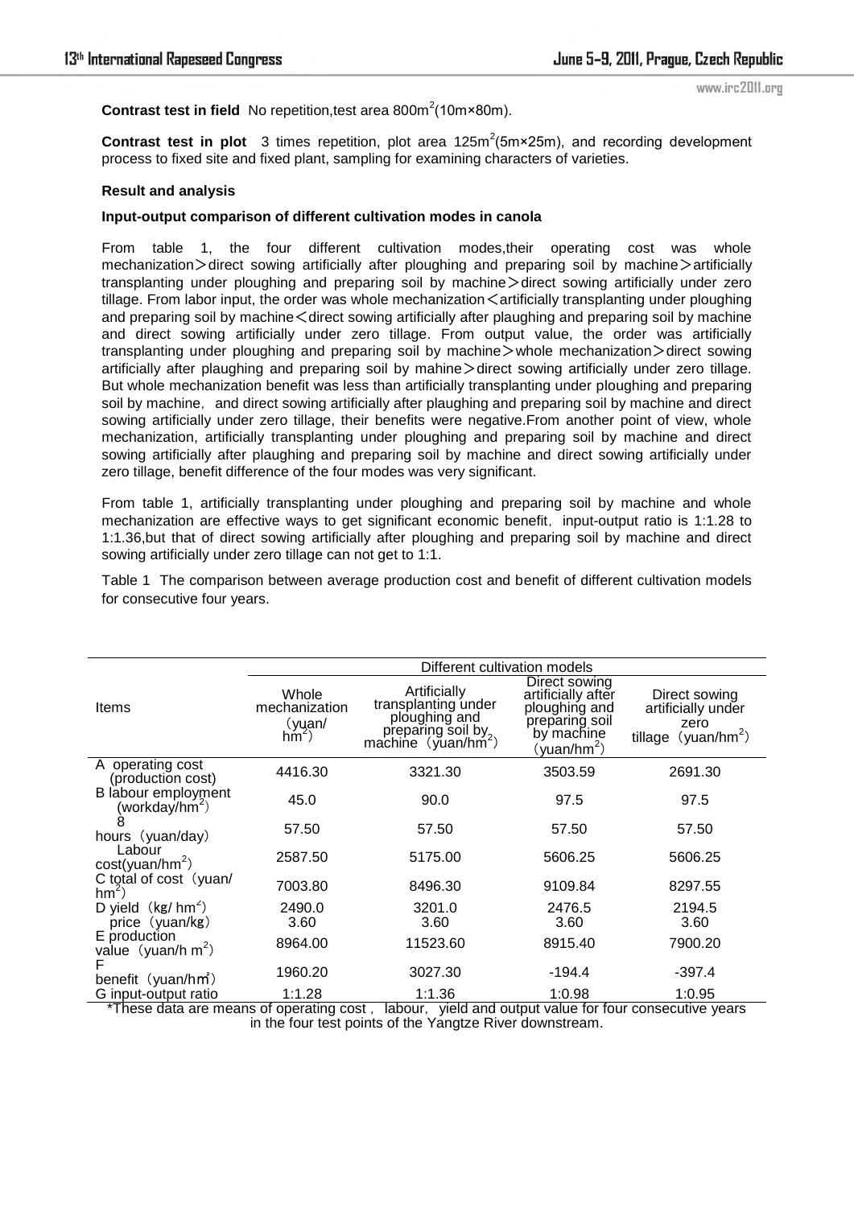**Contrast test in field** No repetition,test area 800m$^2$(10m×80m).

**Contrast test in plot** 3 times repetition, plot area 125m$^2$(5m×25m), and recording development process to fixed site and fixed plant, sampling for examining characters of varieties.

**Result and analysis**

**Input-output comparison of different cultivation modes in canola**

From table 1, the four different cultivation modes,their operating cost was whole mechanization＞direct sowing artificially after ploughing and preparing soil by machine＞artificially transplanting under ploughing and preparing soil by machine＞direct sowing artificially under zero tillage. From labor input, the order was whole mechanization＜artificially transplanting under ploughing and preparing soil by machine＜direct sowing artificially after plaughing and preparing soil by machine and direct sowing artificially under zero tillage. From output value, the order was artificially transplanting under ploughing and preparing soil by machine＞whole mechanization＞direct sowing artificially after plaughing and preparing soil by mahine＞direct sowing artificially under zero tillage. But whole mechanization benefit was less than artificially transplanting under ploughing and preparing soil by machine，and direct sowing artificially after plaughing and preparing soil by machine and direct sowing artificially under zero tillage, their benefits were negative.From another point of view, whole mechanization, artificially transplanting under ploughing and preparing soil by machine and direct sowing artificially after plaughing and preparing soil by machine and direct sowing artificially under zero tillage, benefit difference of the four modes was very significant.

From table 1, artificially transplanting under ploughing and preparing soil by machine and whole mechanization are effective ways to get significant economic benefit，input-output ratio is 1:1.28 to 1:1.36,but that of direct sowing artificially after ploughing and preparing soil by machine and direct sowing artificially under zero tillage can not get to 1:1.

Table 1 The comparison between average production cost and benefit of different cultivation models for consecutive four years.

| Items | Different cultivation models | | | |
|---|---|---|---|---|
| | Whole mechanization（yuan/ hm$^2$） | Artificially transplanting under ploughing and preparing soil by machine（yuan/hm$^2$） | Direct sowing artificially after ploughing and preparing soil by machine（yuan/hm$^2$） | Direct sowing artificially under zero tillage（yuan/hm$^2$） |
| A operating cost (production cost) | 4416.30 | 3321.30 | 3503.59 | 2691.30 |
| B labour employment (workday/hm$^2$) | 45.0 | 90.0 | 97.5 | 97.5 |
| 8 hours（yuan/day） | 57.50 | 57.50 | 57.50 | 57.50 |
| Labour cost(yuan/hm$^2$) | 2587.50 | 5175.00 | 5606.25 | 5606.25 |
| C total of cost（yuan/ hm$^2$） | 7003.80 | 8496.30 | 9109.84 | 8297.55 |
| D yield（kg/ hm$^2$） | 2490.0 | 3201.0 | 2476.5 | 2194.5 |
| price（yuan/kg） | 3.60 | 3.60 | 3.60 | 3.60 |
| E production value（yuan/h m$^2$） | 8964.00 | 11523.60 | 8915.40 | 7900.20 |
| F benefit（yuan/hm$^2$） | 1960.20 | 3027.30 | -194.4 | -397.4 |
| G input-output ratio | 1:1.28 | 1:1.36 | 1:0.98 | 1:0.95 |

*These data are means of operating cost，labour，yield and output value for four consecutive years in the four test points of the Yangtze River downstream.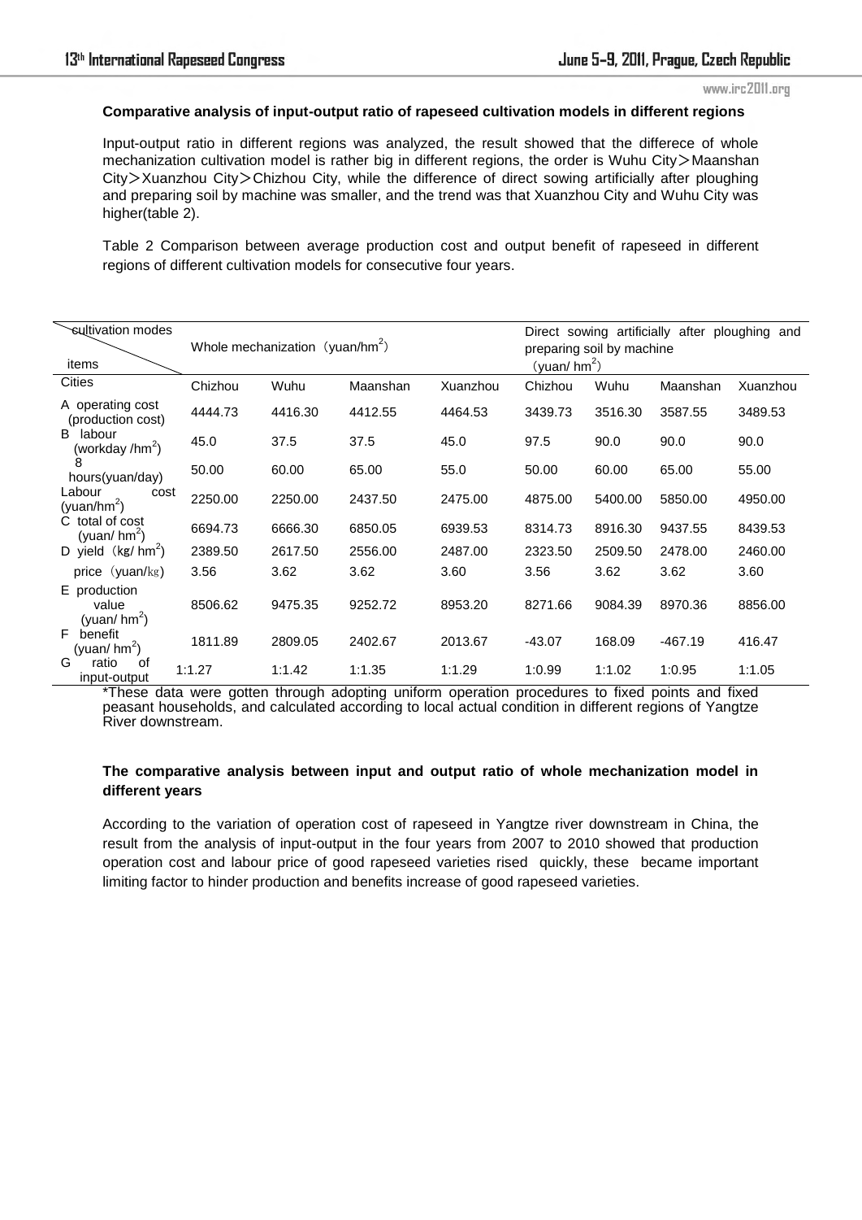**Comparative analysis of input-output ratio of rapeseed cultivation models in different regions**

Input-output ratio in different regions was analyzed, the result showed that the differece of whole mechanization cultivation model is rather big in different regions, the order is Wuhu City＞Maanshan City＞Xuanzhou City＞Chizhou City, while the difference of direct sowing artificially after ploughing and preparing soil by machine was smaller, and the trend was that Xuanzhou City and Wuhu City was higher(table 2).

Table 2 Comparison between average production cost and output benefit of rapeseed in different regions of different cultivation models for consecutive four years.

| cultivation modes / items | Whole mechanization（yuan/hm$^2$） | | | | Direct sowing artificially after ploughing and preparing soil by machine（yuan/ hm$^2$） | | | |
|---|---|---|---|---|---|---|---|---|
| Cities | Chizhou | Wuhu | Maanshan | Xuanzhou | Chizhou | Wuhu | Maanshan | Xuanzhou |
| A operating cost (production cost) | 4444.73 | 4416.30 | 4412.55 | 4464.53 | 3439.73 | 3516.30 | 3587.55 | 3489.53 |
| B labour (workday /hm$^2$) | 45.0 | 37.5 | 37.5 | 45.0 | 97.5 | 90.0 | 90.0 | 90.0 |
| 8 hours(yuan/day) | 50.00 | 60.00 | 65.00 | 55.0 | 50.00 | 60.00 | 65.00 | 55.00 |
| Labour cost (yuan/hm$^2$) | 2250.00 | 2250.00 | 2437.50 | 2475.00 | 4875.00 | 5400.00 | 5850.00 | 4950.00 |
| C total of cost (yuan/ hm$^2$) | 6694.73 | 6666.30 | 6850.05 | 6939.53 | 8314.73 | 8916.30 | 9437.55 | 8439.53 |
| D yield（kg/ hm$^2$) | 2389.50 | 2617.50 | 2556.00 | 2487.00 | 2323.50 | 2509.50 | 2478.00 | 2460.00 |
| price（yuan/kg) | 3.56 | 3.62 | 3.62 | 3.60 | 3.56 | 3.62 | 3.62 | 3.60 |
| E production value (yuan/ hm$^2$) | 8506.62 | 9475.35 | 9252.72 | 8953.20 | 8271.66 | 9084.39 | 8970.36 | 8856.00 |
| F benefit (yuan/ hm$^2$) | 1811.89 | 2809.05 | 2402.67 | 2013.67 | -43.07 | 168.09 | -467.19 | 416.47 |
| G ratio of input-output | 1:1.27 | 1:1.42 | 1:1.35 | 1:1.29 | 1:0.99 | 1:1.02 | 1:0.95 | 1:1.05 |

*These data were gotten through adopting uniform operation procedures to fixed points and fixed peasant households, and calculated according to local actual condition in different regions of Yangtze River downstream.

**The comparative analysis between input and output ratio of whole mechanization model in different years**

According to the variation of operation cost of rapeseed in Yangtze river downstream in China, the result from the analysis of input-output in the four years from 2007 to 2010 showed that production operation cost and labour price of good rapeseed varieties rised quickly, these became important limiting factor to hinder production and benefits increase of good rapeseed varieties.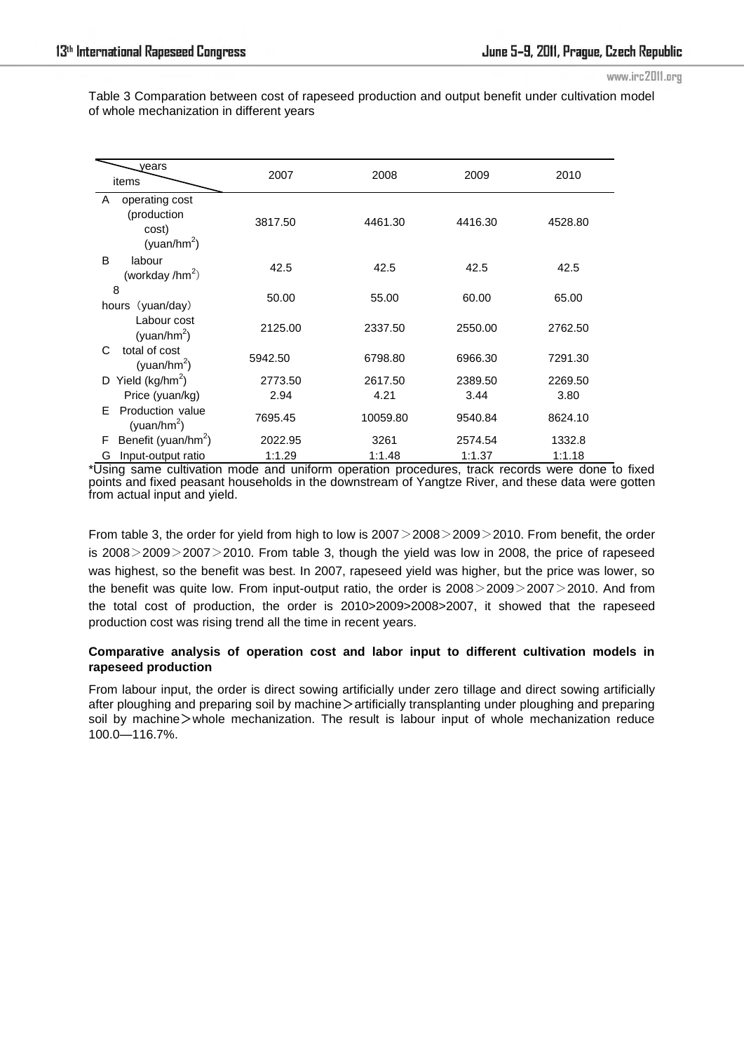Table 3 Comparation between cost of rapeseed production and output benefit under cultivation model of whole mechanization in different years

| items \ years | 2007 | 2008 | 2009 | 2010 |
|---|---|---|---|---|
| A operating cost (production cost) (yuan/hm$^2$) | 3817.50 | 4461.30 | 4416.30 | 4528.80 |
| B labour (workday /hm$^2$) | 42.5 | 42.5 | 42.5 | 42.5 |
| 8 hours（yuan/day） | 50.00 | 55.00 | 60.00 | 65.00 |
| Labour cost (yuan/hm$^2$) | 2125.00 | 2337.50 | 2550.00 | 2762.50 |
| C total of cost (yuan/hm$^2$) | 5942.50 | 6798.80 | 6966.30 | 7291.30 |
| D Yield (kg/hm$^2$) | 2773.50 | 2617.50 | 2389.50 | 2269.50 |
| Price (yuan/kg) | 2.94 | 4.21 | 3.44 | 3.80 |
| E Production value (yuan/hm$^2$) | 7695.45 | 10059.80 | 9540.84 | 8624.10 |
| F Benefit (yuan/hm$^2$) | 2022.95 | 3261 | 2574.54 | 1332.8 |
| G Input-output ratio | 1:1.29 | 1:1.48 | 1:1.37 | 1:1.18 |

*Using same cultivation mode and uniform operation procedures, track records were done to fixed points and fixed peasant households in the downstream of Yangtze River, and these data were gotten from actual input and yield.

From table 3, the order for yield from high to low is 2007＞2008＞2009＞2010. From benefit, the order is 2008＞2009＞2007＞2010. From table 3, though the yield was low in 2008, the price of rapeseed was highest, so the benefit was best. In 2007, rapeseed yield was higher, but the price was lower, so the benefit was quite low. From input-output ratio, the order is 2008＞2009＞2007＞2010. And from the total cost of production, the order is 2010>2009>2008>2007, it showed that the rapeseed production cost was rising trend all the time in recent years.

**Comparative analysis of operation cost and labor input to different cultivation models in rapeseed production**

From labour input, the order is direct sowing artificially under zero tillage and direct sowing artificially after ploughing and preparing soil by machine＞artificially transplanting under ploughing and preparing soil by machine＞whole mechanization. The result is labour input of whole mechanization reduce 100.0—116.7%.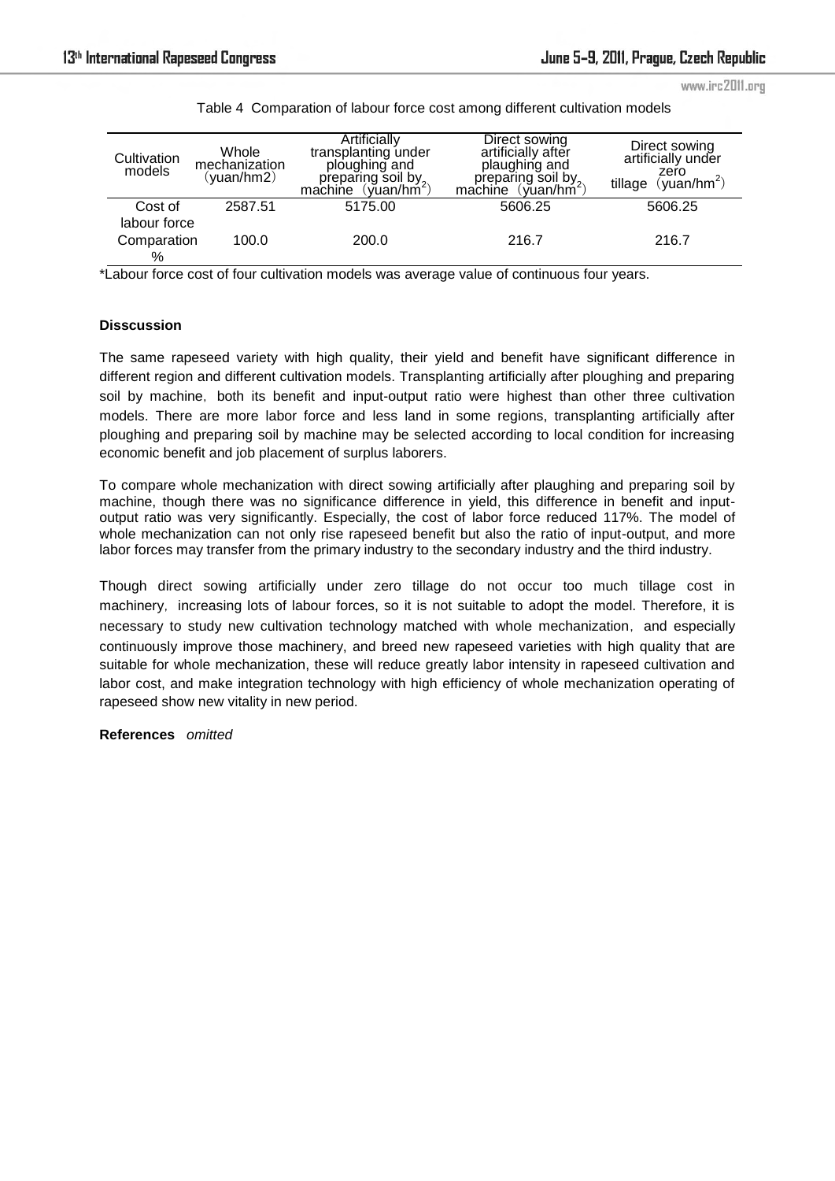Table 4 Comparation of labour force cost among different cultivation models

| Cultivation models | Whole mechanization （yuan/hm2） | Artificially transplanting under ploughing and preparing soil by machine （yuan/hm$^2$） | Direct sowing artificially after plaughing and preparing soil by machine （yuan/hm$^2$） | Direct sowing artificially under zero tillage （yuan/hm$^2$） |
|---|---|---|---|---|
| Cost of labour force | 2587.51 | 5175.00 | 5606.25 | 5606.25 |
| Comparation % | 100.0 | 200.0 | 216.7 | 216.7 |

*Labour force cost of four cultivation models was average value of continuous four years.

**Disscussion**

The same rapeseed variety with high quality, their yield and benefit have significant difference in different region and different cultivation models. Transplanting artificially after ploughing and preparing soil by machine, both its benefit and input-output ratio were highest than other three cultivation models. There are more labor force and less land in some regions, transplanting artificially after ploughing and preparing soil by machine may be selected according to local condition for increasing economic benefit and job placement of surplus laborers.

To compare whole mechanization with direct sowing artificially after plaughing and preparing soil by machine, though there was no significance difference in yield, this difference in benefit and input-output ratio was very significantly. Especially, the cost of labor force reduced 117%. The model of whole mechanization can not only rise rapeseed benefit but also the ratio of input-output, and more labor forces may transfer from the primary industry to the secondary industry and the third industry.

Though direct sowing artificially under zero tillage do not occur too much tillage cost in machinery, increasing lots of labour forces, so it is not suitable to adopt the model. Therefore, it is necessary to study new cultivation technology matched with whole mechanization, and especially continuously improve those machinery, and breed new rapeseed varieties with high quality that are suitable for whole mechanization, these will reduce greatly labor intensity in rapeseed cultivation and labor cost, and make integration technology with high efficiency of whole mechanization operating of rapeseed show new vitality in new period.

**References** *omitted*